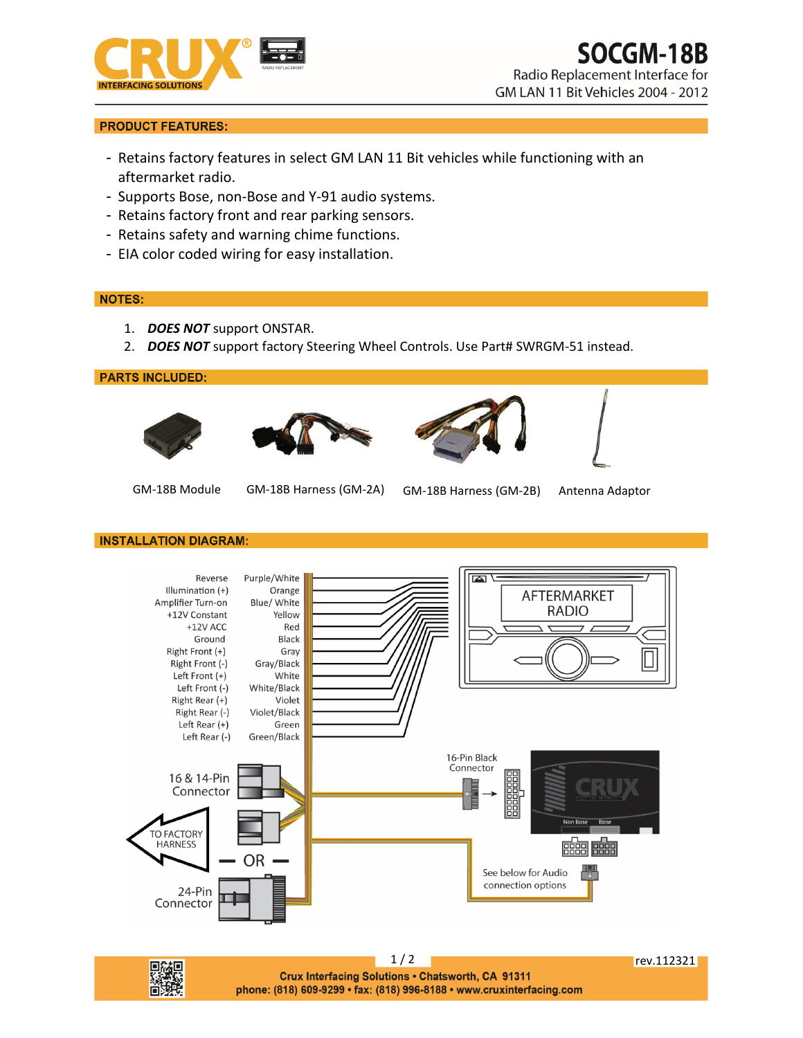# SOCGM-18B

Radio Replacement Interface for
GM LAN 11 Bit Vehicles 2004 - 2012

## PRODUCT FEATURES:

- Retains factory features in select GM LAN 11 Bit vehicles while functioning with an aftermarket radio.
- Supports Bose, non-Bose and Y-91 audio systems.
- Retains factory front and rear parking sensors.
- Retains safety and warning chime functions.
- EIA color coded wiring for easy installation.

## NOTES:

1. ***DOES NOT*** support ONSTAR.
2. ***DOES NOT*** support factory Steering Wheel Controls. Use Part# SWRGM-51 instead.

## PARTS INCLUDED:

GM-18B Module | GM-18B Harness (GM-2A) | GM-18B Harness (GM-2B) | Antenna Adaptor

## INSTALLATION DIAGRAM:

| Function | Wire Color |
|---|---|
| Reverse | Purple/White |
| Illumination (+) | Orange |
| Amplifier Turn-on | Blue/ White |
| +12V Constant | Yellow |
| +12V ACC | Red |
| Ground | Black |
| Right Front (+) | Gray |
| Right Front (-) | Gray/Black |
| Left Front (+) | White |
| Left Front (-) | White/Black |
| Right Rear (+) | Violet |
| Right Rear (-) | Violet/Black |
| Left Rear (+) | Green |
| Left Rear (-) | Green/Black |

AFTERMARKET RADIO

16 & 14-Pin Connector

TO FACTORY HARNESS

— OR —

24-Pin Connector

16-Pin Black Connector

Non Bose    Bose

See below for Audio connection options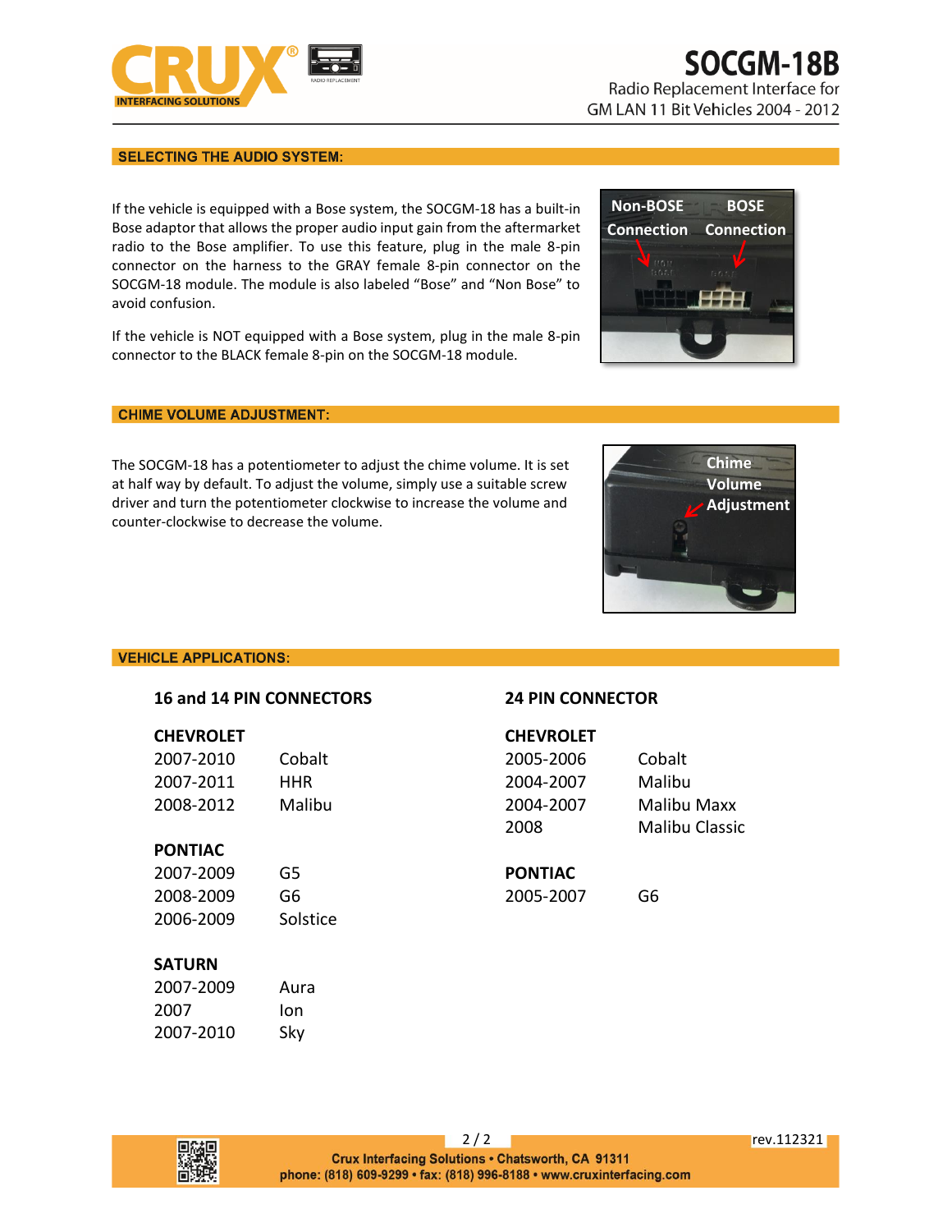## SELECTING THE AUDIO SYSTEM:

If the vehicle is equipped with a Bose system, the SOCGM-18 has a built-in Bose adaptor that allows the proper audio input gain from the aftermarket radio to the Bose amplifier. To use this feature, plug in the male 8-pin connector on the harness to the GRAY female 8-pin connector on the SOCGM-18 module. The module is also labeled "Bose" and "Non Bose" to avoid confusion.

If the vehicle is NOT equipped with a Bose system, plug in the male 8-pin connector to the BLACK female 8-pin on the SOCGM-18 module.

Non-BOSE Connection

BOSE Connection

## CHIME VOLUME ADJUSTMENT:

The SOCGM-18 has a potentiometer to adjust the chime volume. It is set at half way by default. To adjust the volume, simply use a suitable screw driver and turn the potentiometer clockwise to increase the volume and counter-clockwise to decrease the volume.

Chime Volume Adjustment

## VEHICLE APPLICATIONS:

### 16 and 14 PIN CONNECTORS

**CHEVROLET**

| | |
|---|---|
| 2007-2010 | Cobalt |
| 2007-2011 | HHR |
| 2008-2012 | Malibu |

**PONTIAC**

| | |
|---|---|
| 2007-2009 | G5 |
| 2008-2009 | G6 |
| 2006-2009 | Solstice |

**SATURN**

| | |
|---|---|
| 2007-2009 | Aura |
| 2007 | Ion |
| 2007-2010 | Sky |

### 24 PIN CONNECTOR

**CHEVROLET**

| | |
|---|---|
| 2005-2006 | Cobalt |
| 2004-2007 | Malibu |
| 2004-2007 | Malibu Maxx |
| 2008 | Malibu Classic |

**PONTIAC**

| | |
|---|---|
| 2005-2007 | G6 |